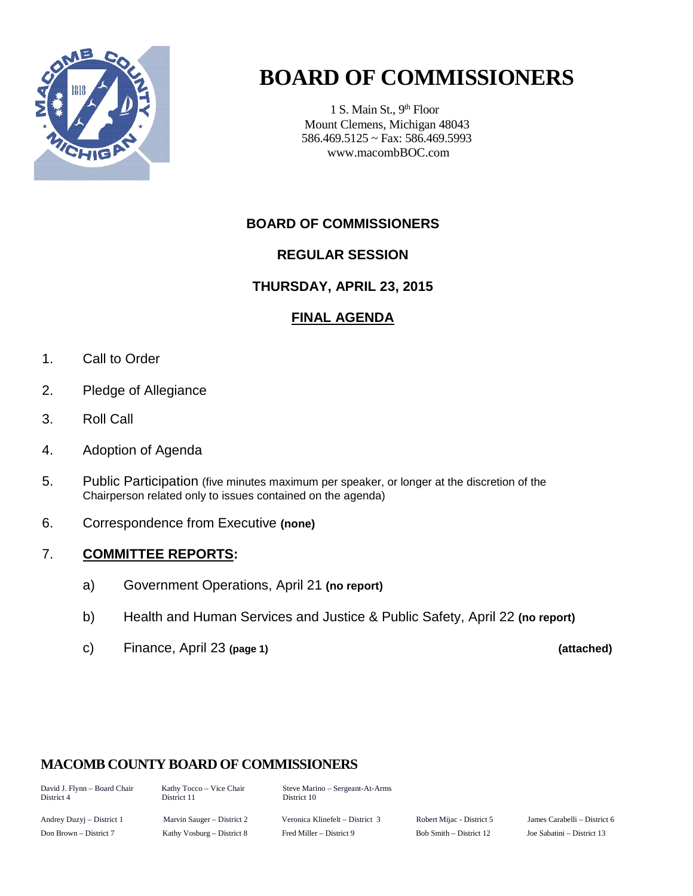# BOARD OF COMMISSIONERS

1 S. Main St., 9th Floor
Mount Clemens, Michigan 48043
586.469.5125 ~ Fax: 586.469.5993
www.macombBOC.com

## BOARD OF COMMISSIONERS

## REGULAR SESSION

## THURSDAY, APRIL 23, 2015

## FINAL AGENDA

1. Call to Order
2. Pledge of Allegiance
3. Roll Call
4. Adoption of Agenda
5. Public Participation (five minutes maximum per speaker, or longer at the discretion of the Chairperson related only to issues contained on the agenda)
6. Correspondence from Executive **(none)**
7. **COMMITTEE REPORTS:**
   a) Government Operations, April 21 **(no report)**
   b) Health and Human Services and Justice & Public Safety, April 22 **(no report)**
   c) Finance, April 23 **(page 1)** **(attached)**

### MACOMB COUNTY BOARD OF COMMISSIONERS

| | | | | |
|---|---|---|---|---|
| David J. Flynn – Board Chair District 4 | Kathy Tocco – Vice Chair District 11 | Steve Marino – Sergeant-At-Arms District 10 | | |
| Andrey Duzyj – District 1 | Marvin Sauger – District 2 | Veronica Klinefelt – District 3 | Robert Mijac - District 5 | James Carabelli – District 6 |
| Don Brown – District 7 | Kathy Vosburg – District 8 | Fred Miller – District 9 | Bob Smith – District 12 | Joe Sabatini – District 13 |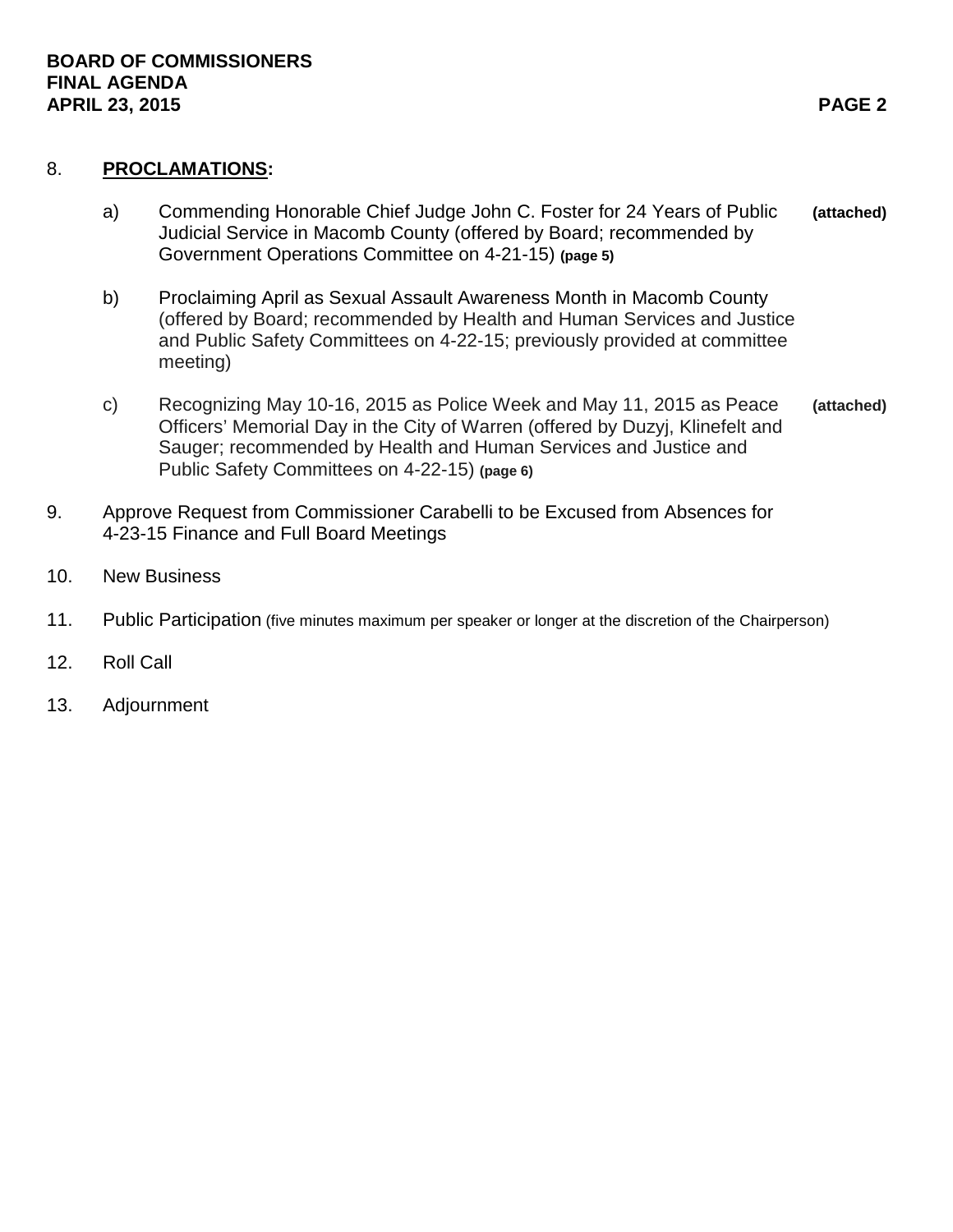8. **PROCLAMATIONS:**

   a) Commending Honorable Chief Judge John C. Foster for 24 Years of Public Judicial Service in Macomb County (offered by Board; recommended by Government Operations Committee on 4-21-15) **(page 5)** **(attached)**

   b) Proclaiming April as Sexual Assault Awareness Month in Macomb County (offered by Board; recommended by Health and Human Services and Justice and Public Safety Committees on 4-22-15; previously provided at committee meeting)

   c) Recognizing May 10-16, 2015 as Police Week and May 11, 2015 as Peace Officers' Memorial Day in the City of Warren (offered by Duzyj, Klinefelt and Sauger; recommended by Health and Human Services and Justice and Public Safety Committees on 4-22-15) **(page 6)** **(attached)**

9. Approve Request from Commissioner Carabelli to be Excused from Absences for 4-23-15 Finance and Full Board Meetings

10. New Business

11. Public Participation (five minutes maximum per speaker or longer at the discretion of the Chairperson)

12. Roll Call

13. Adjournment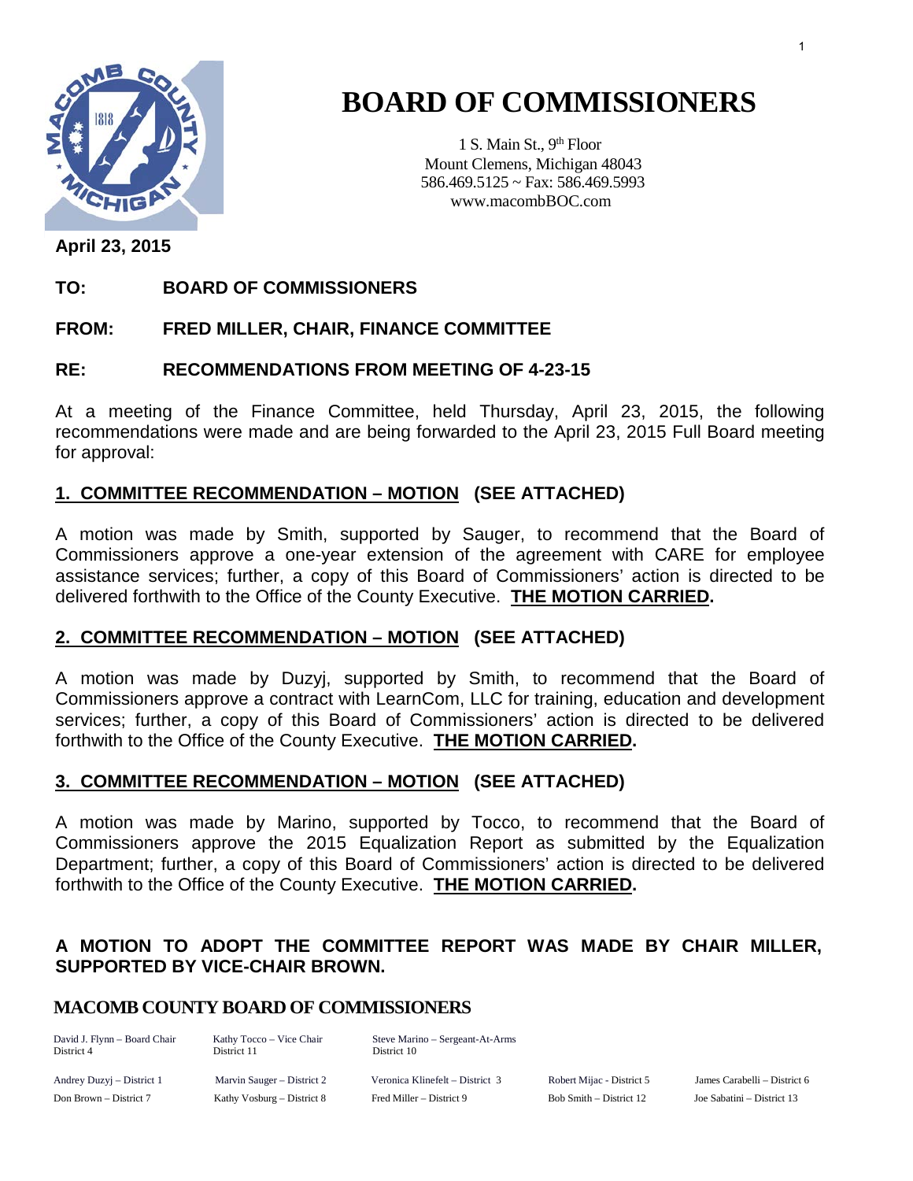# BOARD OF COMMISSIONERS

1 S. Main St., 9th Floor
Mount Clemens, Michigan 48043
586.469.5125 ~ Fax: 586.469.5993
www.macombBOC.com

**April 23, 2015**

**TO: BOARD OF COMMISSIONERS**

**FROM: FRED MILLER, CHAIR, FINANCE COMMITTEE**

**RE: RECOMMENDATIONS FROM MEETING OF 4-23-15**

At a meeting of the Finance Committee, held Thursday, April 23, 2015, the following recommendations were made and are being forwarded to the April 23, 2015 Full Board meeting for approval:

## 1. COMMITTEE RECOMMENDATION – MOTION (SEE ATTACHED)

A motion was made by Smith, supported by Sauger, to recommend that the Board of Commissioners approve a one-year extension of the agreement with CARE for employee assistance services; further, a copy of this Board of Commissioners' action is directed to be delivered forthwith to the Office of the County Executive. **THE MOTION CARRIED.**

## 2. COMMITTEE RECOMMENDATION – MOTION (SEE ATTACHED)

A motion was made by Duzyj, supported by Smith, to recommend that the Board of Commissioners approve a contract with LearnCom, LLC for training, education and development services; further, a copy of this Board of Commissioners' action is directed to be delivered forthwith to the Office of the County Executive. **THE MOTION CARRIED.**

## 3. COMMITTEE RECOMMENDATION – MOTION (SEE ATTACHED)

A motion was made by Marino, supported by Tocco, to recommend that the Board of Commissioners approve the 2015 Equalization Report as submitted by the Equalization Department; further, a copy of this Board of Commissioners' action is directed to be delivered forthwith to the Office of the County Executive. **THE MOTION CARRIED.**

**A MOTION TO ADOPT THE COMMITTEE REPORT WAS MADE BY CHAIR MILLER, SUPPORTED BY VICE-CHAIR BROWN.**

**MACOMB COUNTY BOARD OF COMMISSIONERS**

David J. Flynn – Board Chair, District 4
Kathy Tocco – Vice Chair, District 11
Steve Marino – Sergeant-At-Arms, District 10

Andrey Duzyj – District 1
Marvin Sauger – District 2
Veronica Klinefelt – District 3
Robert Mijac - District 5
James Carabelli – District 6
Don Brown – District 7
Kathy Vosburg – District 8
Fred Miller – District 9
Bob Smith – District 12
Joe Sabatini – District 13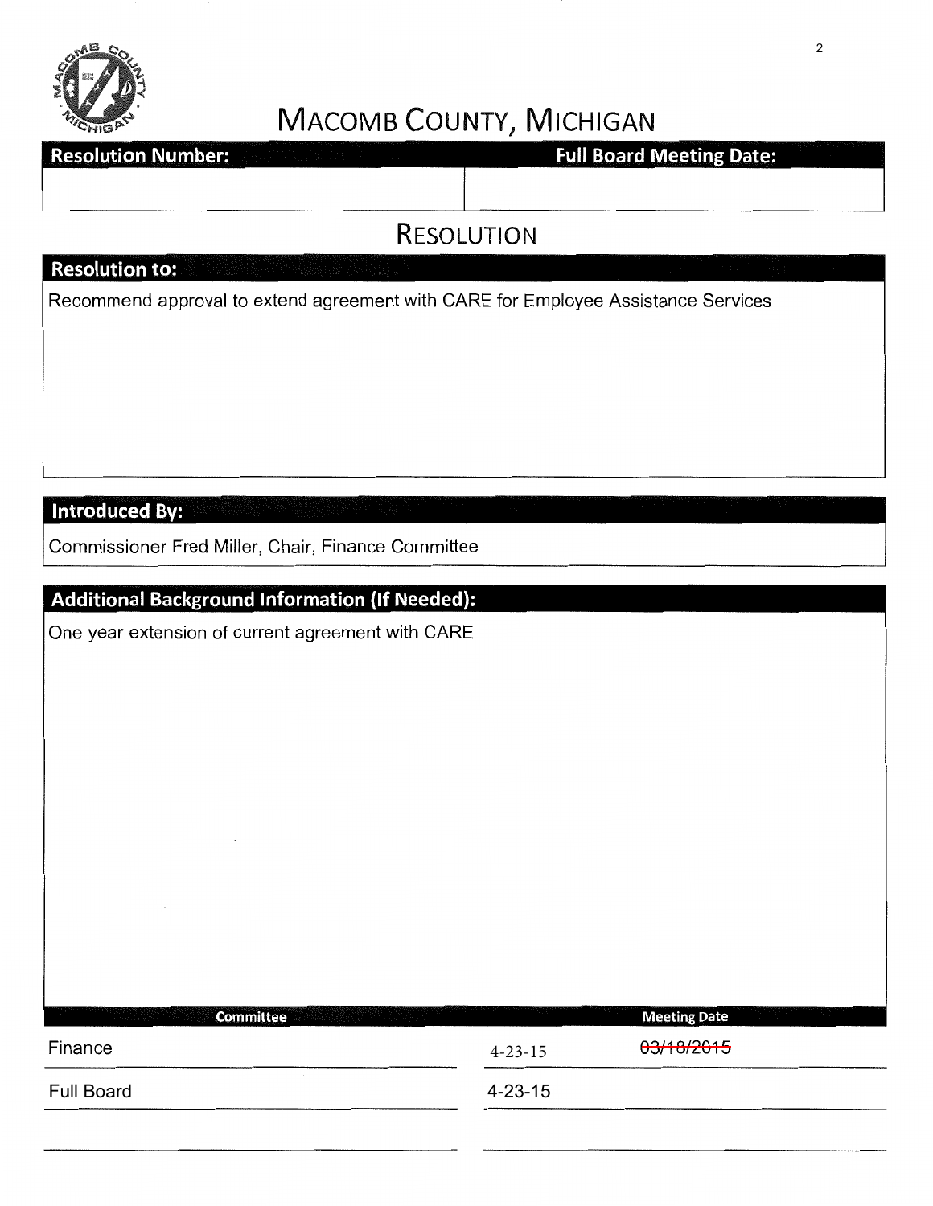# MACOMB COUNTY, MICHIGAN

| Resolution Number: | Full Board Meeting Date: |
| --- | --- |
| | |

## RESOLUTION

**Resolution to:**

Recommend approval to extend agreement with CARE for Employee Assistance Services

**Introduced By:**

Commissioner Fred Miller, Chair, Finance Committee

**Additional Background Information (If Needed):**

One year extension of current agreement with CARE

| Committee | Meeting Date |
| --- | --- |
| Finance | 4-23-15 ~~03/18/2015~~ |
| Full Board | 4-23-15 |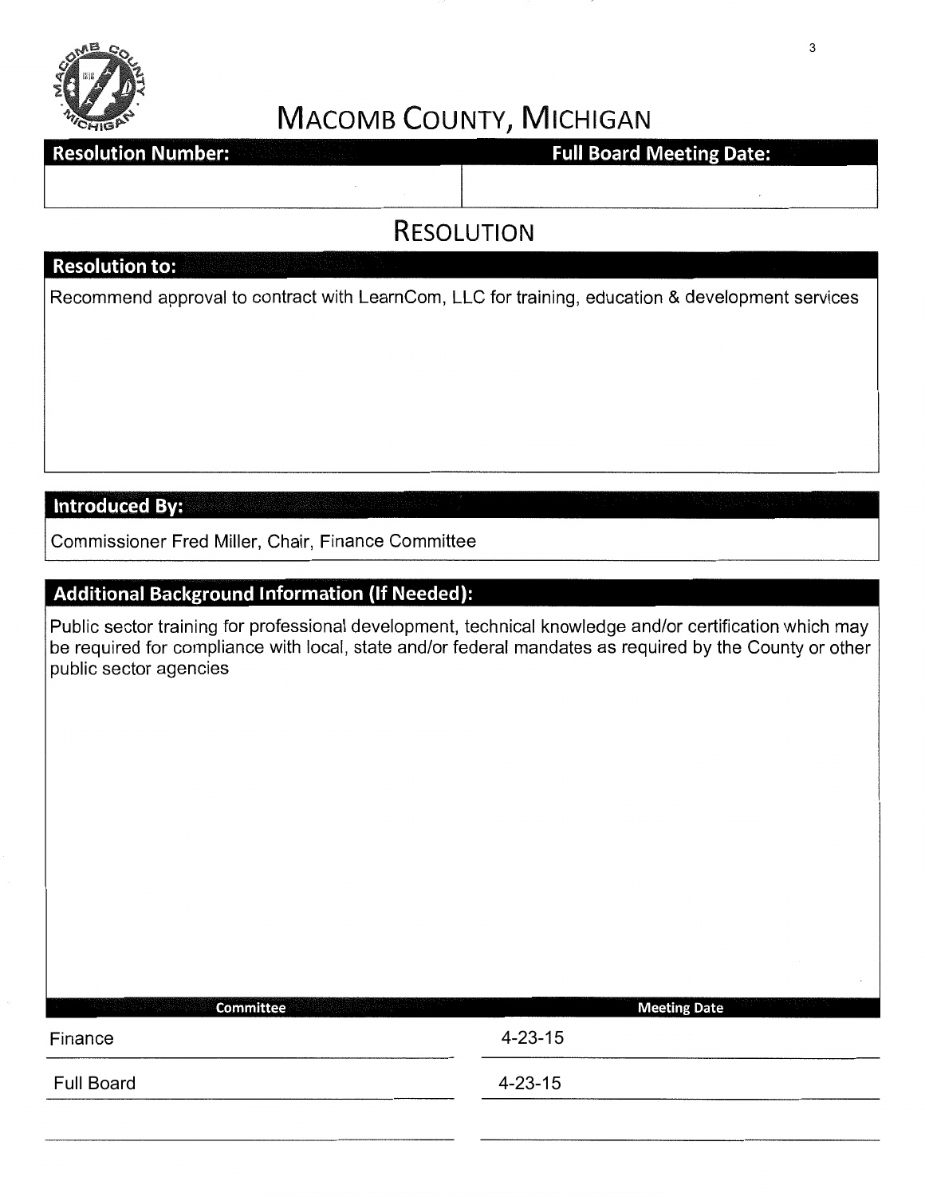# MACOMB COUNTY, MICHIGAN

| Resolution Number: | Full Board Meeting Date: |
|---|---|
| | |

## RESOLUTION

**Resolution to:**

Recommend approval to contract with LearnCom, LLC for training, education & development services

**Introduced By:**

Commissioner Fred Miller, Chair, Finance Committee

**Additional Background Information (If Needed):**

Public sector training for professional development, technical knowledge and/or certification which may be required for compliance with local, state and/or federal mandates as required by the County or other public sector agencies

| Committee | Meeting Date |
|---|---|
| Finance | 4-23-15 |
| Full Board | 4-23-15 |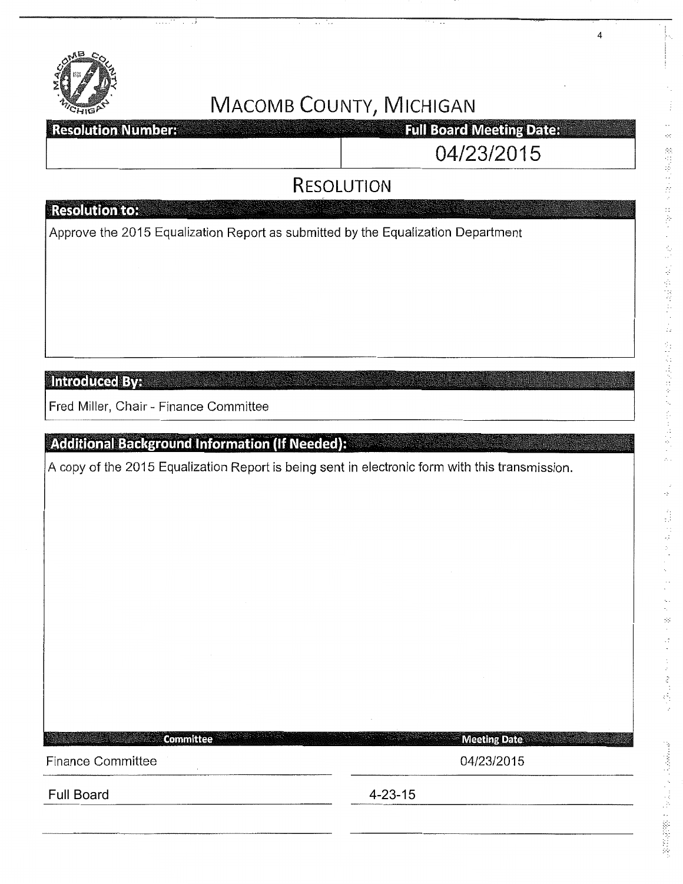# MACOMB COUNTY, MICHIGAN

| Resolution Number: | Full Board Meeting Date: |
|---|---|
| | 04/23/2015 |

## RESOLUTION

**Resolution to:**

Approve the 2015 Equalization Report as submitted by the Equalization Department

**Introduced By:**

Fred Miller, Chair - Finance Committee

**Additional Background Information (If Needed):**

A copy of the 2015 Equalization Report is being sent in electronic form with this transmission.

| Committee | Meeting Date |
|---|---|
| Finance Committee | 04/23/2015 |
| Full Board | 4-23-15 |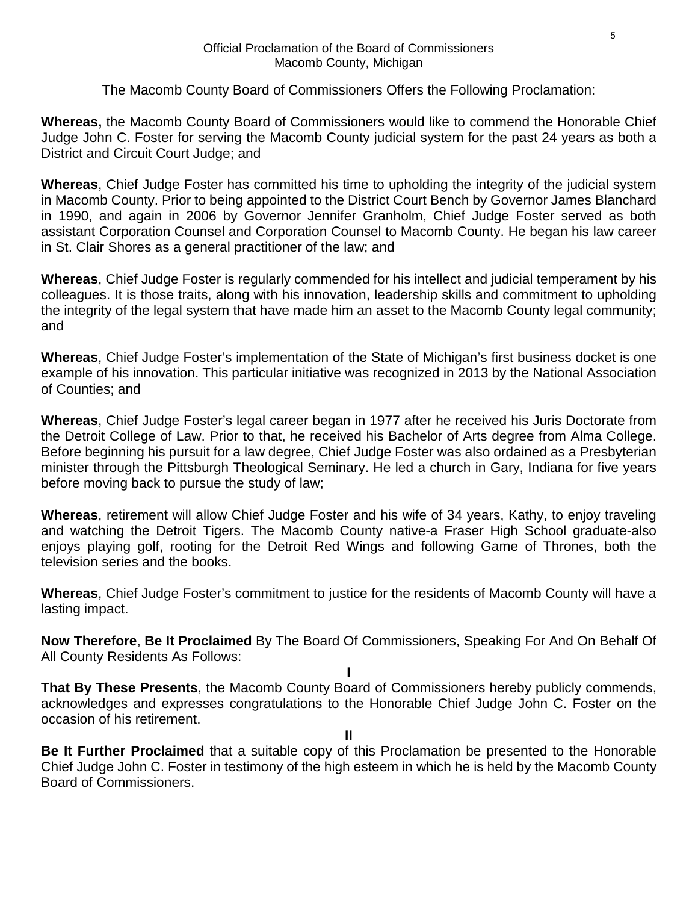Official Proclamation of the Board of Commissioners
Macomb County, Michigan

The Macomb County Board of Commissioners Offers the Following Proclamation:

**Whereas,** the Macomb County Board of Commissioners would like to commend the Honorable Chief Judge John C. Foster for serving the Macomb County judicial system for the past 24 years as both a District and Circuit Court Judge; and

**Whereas**, Chief Judge Foster has committed his time to upholding the integrity of the judicial system in Macomb County. Prior to being appointed to the District Court Bench by Governor James Blanchard in 1990, and again in 2006 by Governor Jennifer Granholm, Chief Judge Foster served as both assistant Corporation Counsel and Corporation Counsel to Macomb County. He began his law career in St. Clair Shores as a general practitioner of the law; and

**Whereas**, Chief Judge Foster is regularly commended for his intellect and judicial temperament by his colleagues. It is those traits, along with his innovation, leadership skills and commitment to upholding the integrity of the legal system that have made him an asset to the Macomb County legal community; and

**Whereas**, Chief Judge Foster's implementation of the State of Michigan's first business docket is one example of his innovation. This particular initiative was recognized in 2013 by the National Association of Counties; and

**Whereas**, Chief Judge Foster's legal career began in 1977 after he received his Juris Doctorate from the Detroit College of Law. Prior to that, he received his Bachelor of Arts degree from Alma College. Before beginning his pursuit for a law degree, Chief Judge Foster was also ordained as a Presbyterian minister through the Pittsburgh Theological Seminary. He led a church in Gary, Indiana for five years before moving back to pursue the study of law;

**Whereas**, retirement will allow Chief Judge Foster and his wife of 34 years, Kathy, to enjoy traveling and watching the Detroit Tigers. The Macomb County native-a Fraser High School graduate-also enjoys playing golf, rooting for the Detroit Red Wings and following Game of Thrones, both the television series and the books.

**Whereas**, Chief Judge Foster's commitment to justice for the residents of Macomb County will have a lasting impact.

**Now Therefore**, **Be It Proclaimed** By The Board Of Commissioners, Speaking For And On Behalf Of All County Residents As Follows:

**I**

**That By These Presents**, the Macomb County Board of Commissioners hereby publicly commends, acknowledges and expresses congratulations to the Honorable Chief Judge John C. Foster on the occasion of his retirement.

**II**

**Be It Further Proclaimed** that a suitable copy of this Proclamation be presented to the Honorable Chief Judge John C. Foster in testimony of the high esteem in which he is held by the Macomb County Board of Commissioners.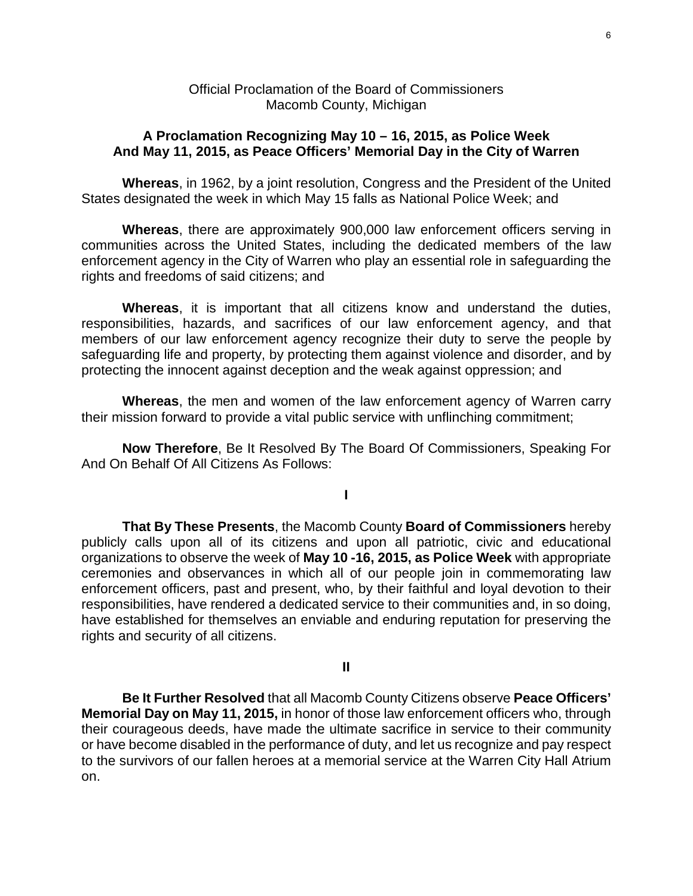Official Proclamation of the Board of Commissioners
Macomb County, Michigan

## A Proclamation Recognizing May 10 – 16, 2015, as Police Week And May 11, 2015, as Peace Officers' Memorial Day in the City of Warren

**Whereas**, in 1962, by a joint resolution, Congress and the President of the United States designated the week in which May 15 falls as National Police Week; and

**Whereas**, there are approximately 900,000 law enforcement officers serving in communities across the United States, including the dedicated members of the law enforcement agency in the City of Warren who play an essential role in safeguarding the rights and freedoms of said citizens; and

**Whereas**, it is important that all citizens know and understand the duties, responsibilities, hazards, and sacrifices of our law enforcement agency, and that members of our law enforcement agency recognize their duty to serve the people by safeguarding life and property, by protecting them against violence and disorder, and by protecting the innocent against deception and the weak against oppression; and

**Whereas**, the men and women of the law enforcement agency of Warren carry their mission forward to provide a vital public service with unflinching commitment;

**Now Therefore**, Be It Resolved By The Board Of Commissioners, Speaking For And On Behalf Of All Citizens As Follows:

**I**

**That By These Presents**, the Macomb County **Board of Commissioners** hereby publicly calls upon all of its citizens and upon all patriotic, civic and educational organizations to observe the week of **May 10 -16, 2015, as Police Week** with appropriate ceremonies and observances in which all of our people join in commemorating law enforcement officers, past and present, who, by their faithful and loyal devotion to their responsibilities, have rendered a dedicated service to their communities and, in so doing, have established for themselves an enviable and enduring reputation for preserving the rights and security of all citizens.

**II**

**Be It Further Resolved** that all Macomb County Citizens observe **Peace Officers' Memorial Day on May 11, 2015,** in honor of those law enforcement officers who, through their courageous deeds, have made the ultimate sacrifice in service to their community or have become disabled in the performance of duty, and let us recognize and pay respect to the survivors of our fallen heroes at a memorial service at the Warren City Hall Atrium on.